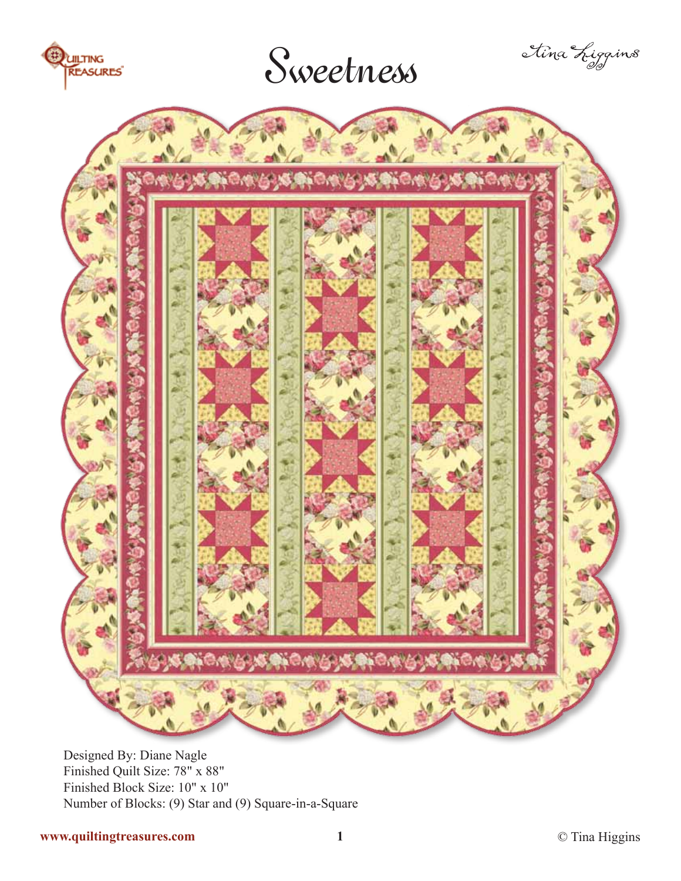# Sweetness

Tina Higgins

Designed By: Diane Nagle
Finished Quilt Size: 78" x 88"
Finished Block Size: 10" x 10"
Number of Blocks: (9) Star and (9) Square-in-a-Square

www.quiltingtreasures.com

© Tina Higgins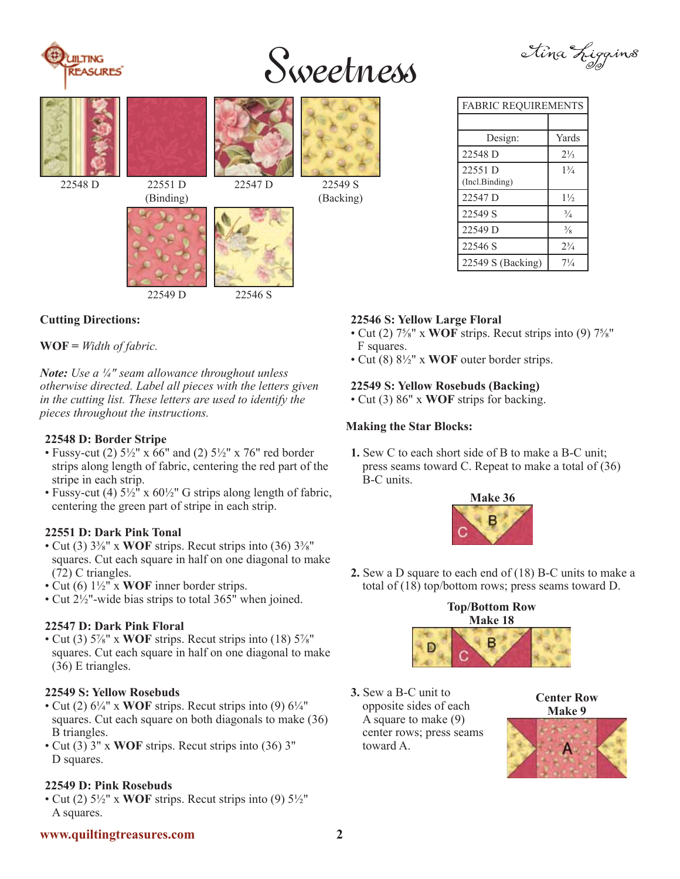# Sweetness

Tina Higgins

22548 D

22551 D (Binding)

22547 D

22549 S (Backing)

22549 D

22546 S

| FABRIC REQUIREMENTS | |
|---|---|
| | |
| Design: | Yards |
| 22548 D | 2⅓ |
| 22551 D (Incl.Binding) | 1¾ |
| 22547 D | 1½ |
| 22549 S | ¾ |
| 22549 D | ⅜ |
| 22546 S | 2¾ |
| 22549 S (Backing) | 7¼ |

**Cutting Directions:**

**WOF** = *Width of fabric.*

***Note:*** *Use a ¼" seam allowance throughout unless otherwise directed. Label all pieces with the letters given in the cutting list. These letters are used to identify the pieces throughout the instructions.*

**22548 D: Border Stripe**
- Fussy-cut (2) 5½" x 66" and (2) 5½" x 76" red border strips along length of fabric, centering the red part of the stripe in each strip.
- Fussy-cut (4) 5½" x 60½" G strips along length of fabric, centering the green part of stripe in each strip.

**22551 D: Dark Pink Tonal**
- Cut (3) 3⅜" x **WOF** strips. Recut strips into (36) 3⅜" squares. Cut each square in half on one diagonal to make (72) C triangles.
- Cut (6) 1½" x **WOF** inner border strips.
- Cut 2½"-wide bias strips to total 365" when joined.

**22547 D: Dark Pink Floral**
- Cut (3) 5⅞" x **WOF** strips. Recut strips into (18) 5⅞" squares. Cut each square in half on one diagonal to make (36) E triangles.

**22549 S: Yellow Rosebuds**
- Cut (2) 6¼" x **WOF** strips. Recut strips into (9) 6¼" squares. Cut each square on both diagonals to make (36) B triangles.
- Cut (3) 3" x **WOF** strips. Recut strips into (36) 3" D squares.

**22549 D: Pink Rosebuds**
- Cut (2) 5½" x **WOF** strips. Recut strips into (9) 5½" A squares.

**22546 S: Yellow Large Floral**
- Cut (2) 7⅝" x **WOF** strips. Recut strips into (9) 7⅝" F squares.
- Cut (8) 8½" x **WOF** outer border strips.

**22549 S: Yellow Rosebuds (Backing)**
- Cut (3) 86" x **WOF** strips for backing.

**Making the Star Blocks:**

1. Sew C to each short side of B to make a B-C unit; press seams toward C. Repeat to make a total of (36) B-C units.

**Make 36**

2. Sew a D square to each end of (18) B-C units to make a total of (18) top/bottom rows; press seams toward D.

**Top/Bottom Row**
**Make 18**

3. Sew a B-C unit to opposite sides of each A square to make (9) center rows; press seams toward A.

**Center Row**
**Make 9**

www.quiltingtreasures.com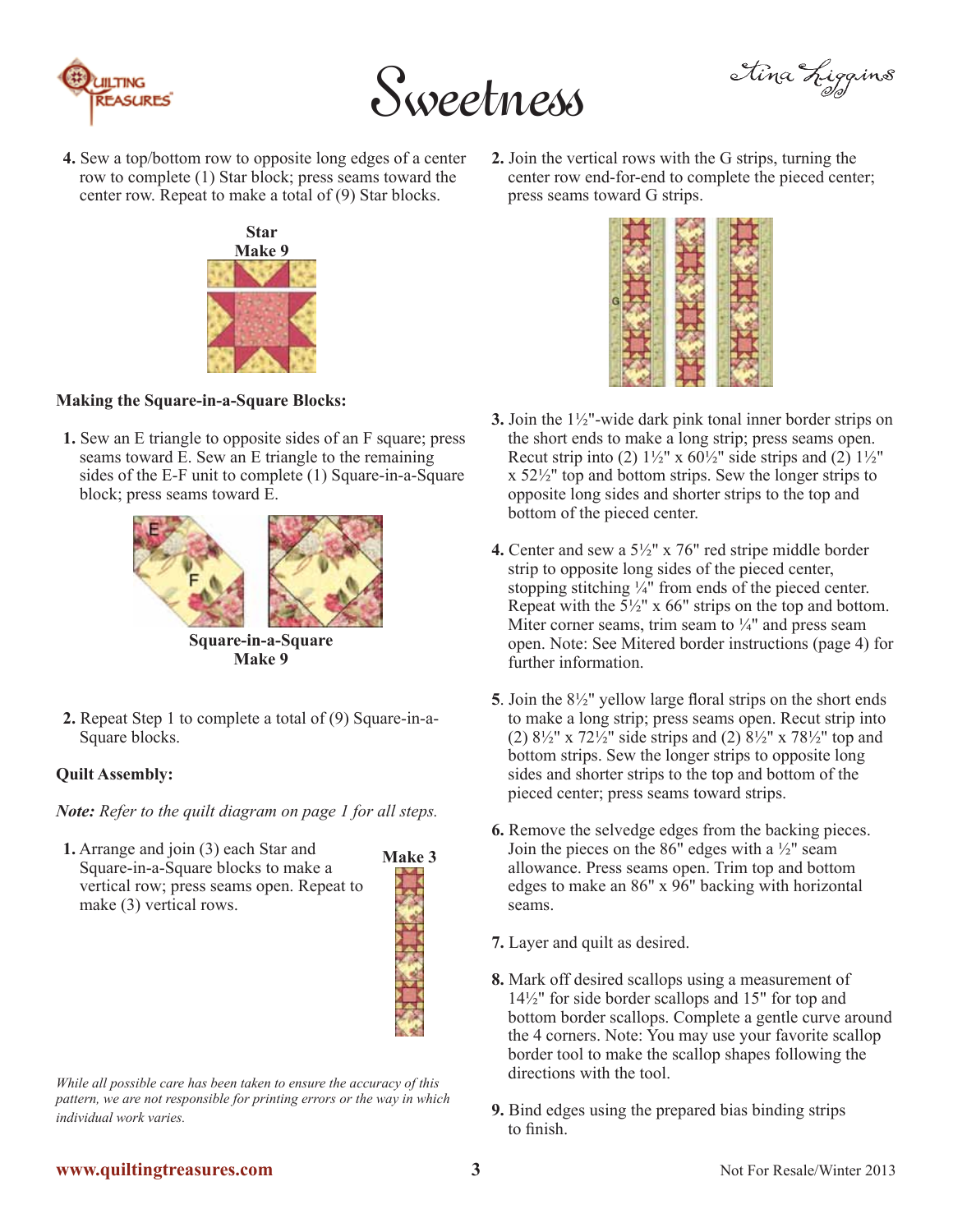4. Sew a top/bottom row to opposite long edges of a center row to complete (1) Star block; press seams toward the center row. Repeat to make a total of (9) Star blocks.

**Star**
**Make 9**

### Making the Square-in-a-Square Blocks:

1. Sew an E triangle to opposite sides of an F square; press seams toward E. Sew an E triangle to the remaining sides of the E-F unit to complete (1) Square-in-a-Square block; press seams toward E.

**Square-in-a-Square**
**Make 9**

2. Repeat Step 1 to complete a total of (9) Square-in-a-Square blocks.

### Quilt Assembly:

*Note: Refer to the quilt diagram on page 1 for all steps.*

1. Arrange and join (3) each Star and Square-in-a-Square blocks to make a vertical row; press seams open. Repeat to make (3) vertical rows.

**Make 3**

2. Join the vertical rows with the G strips, turning the center row end-for-end to complete the pieced center; press seams toward G strips.

3. Join the 1½"-wide dark pink tonal inner border strips on the short ends to make a long strip; press seams open. Recut strip into (2) 1½" x 60½" side strips and (2) 1½" x 52½" top and bottom strips. Sew the longer strips to opposite long sides and shorter strips to the top and bottom of the pieced center.

4. Center and sew a 5½" x 76" red stripe middle border strip to opposite long sides of the pieced center, stopping stitching ¼" from ends of the pieced center. Repeat with the 5½" x 66" strips on the top and bottom. Miter corner seams, trim seam to ¼" and press seam open. Note: See Mitered border instructions (page 4) for further information.

5. Join the 8½" yellow large floral strips on the short ends to make a long strip; press seams open. Recut strip into (2) 8½" x 72½" side strips and (2) 8½" x 78½" top and bottom strips. Sew the longer strips to opposite long sides and shorter strips to the top and bottom of the pieced center; press seams toward strips.

6. Remove the selvedge edges from the backing pieces. Join the pieces on the 86" edges with a ½" seam allowance. Press seams open. Trim top and bottom edges to make an 86" x 96" backing with horizontal seams.

7. Layer and quilt as desired.

8. Mark off desired scallops using a measurement of 14½" for side border scallops and 15" for top and bottom border scallops. Complete a gentle curve around the 4 corners. Note: You may use your favorite scallop border tool to make the scallop shapes following the directions with the tool.

9. Bind edges using the prepared bias binding strips to finish.

*While all possible care has been taken to ensure the accuracy of this pattern, we are not responsible for printing errors or the way in which individual work varies.*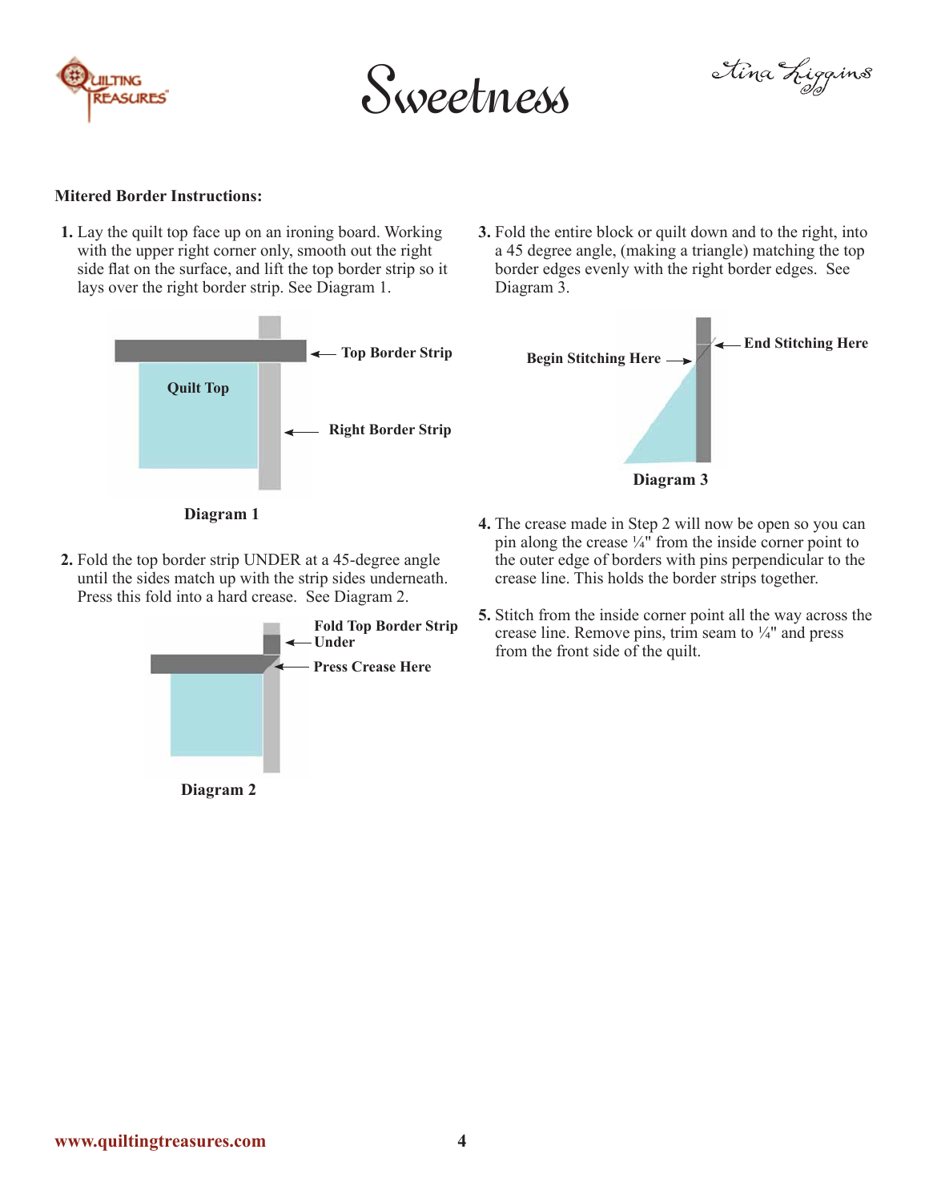**Mitered Border Instructions:**

1. Lay the quilt top face up on an ironing board. Working with the upper right corner only, smooth out the right side flat on the surface, and lift the top border strip so it lays over the right border strip. See Diagram 1.

Top Border Strip

Quilt Top

Right Border Strip

**Diagram 1**

2. Fold the top border strip UNDER at a 45-degree angle until the sides match up with the strip sides underneath. Press this fold into a hard crease. See Diagram 2.

Fold Top Border Strip Under

Press Crease Here

**Diagram 2**

3. Fold the entire block or quilt down and to the right, into a 45 degree angle, (making a triangle) matching the top border edges evenly with the right border edges. See Diagram 3.

Begin Stitching Here

End Stitching Here

**Diagram 3**

4. The crease made in Step 2 will now be open so you can pin along the crease ¼" from the inside corner point to the outer edge of borders with pins perpendicular to the crease line. This holds the border strips together.

5. Stitch from the inside corner point all the way across the crease line. Remove pins, trim seam to ¼" and press from the front side of the quilt.